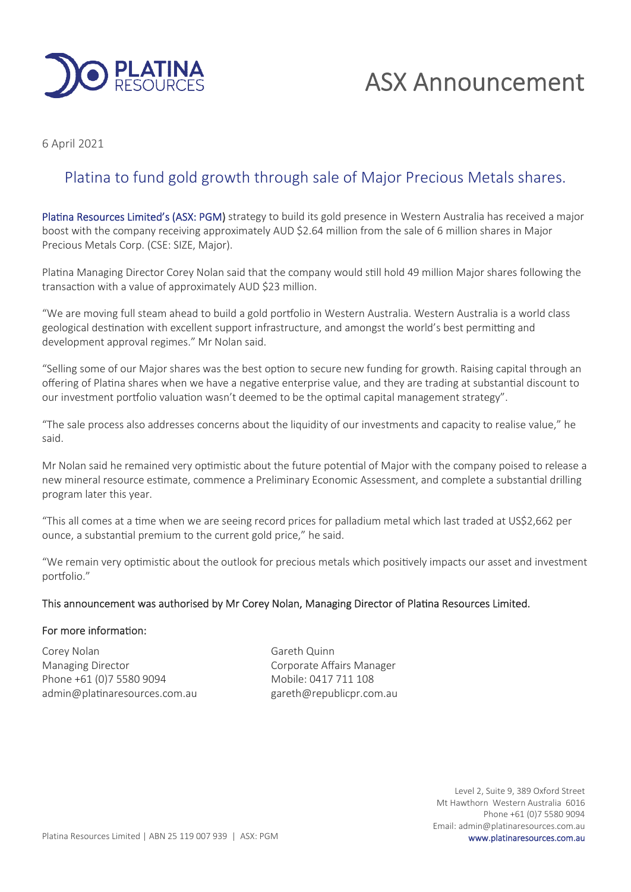# ASX Announcement

6 April 2021

## Platina to fund gold growth through sale of Major Precious Metals shares.

**Platina Resources Limited's (ASX: PGM)** strategy to build its gold presence in Western Australia has received a major boost with the company receiving approximately AUD $2.64 million from the sale of 6 million shares in Major Precious Metals Corp. (CSE: SIZE, Major).

Platina Managing Director Corey Nolan said that the company would still hold 49 million Major shares following the transaction with a value of approximately AUD $23 million.

"We are moving full steam ahead to build a gold portfolio in Western Australia. Western Australia is a world class geological destination with excellent support infrastructure, and amongst the world's best permitting and development approval regimes." Mr Nolan said.

"Selling some of our Major shares was the best option to secure new funding for growth. Raising capital through an offering of Platina shares when we have a negative enterprise value, and they are trading at substantial discount to our investment portfolio valuation wasn't deemed to be the optimal capital management strategy".

"The sale process also addresses concerns about the liquidity of our investments and capacity to realise value," he said.

Mr Nolan said he remained very optimistic about the future potential of Major with the company poised to release a new mineral resource estimate, commence a Preliminary Economic Assessment, and complete a substantial drilling program later this year.

"This all comes at a time when we are seeing record prices for palladium metal which last traded at US$2,662 per ounce, a substantial premium to the current gold price," he said.

"We remain very optimistic about the outlook for precious metals which positively impacts our asset and investment portfolio."

This announcement was authorised by Mr Corey Nolan, Managing Director of Platina Resources Limited.

For more information:

Corey Nolan
Managing Director
Phone +61 (0)7 5580 9094
admin@platinaresources.com.au

Gareth Quinn
Corporate Affairs Manager
Mobile: 0417 711 108
gareth@republicpr.com.au

Level 2, Suite 9, 389 Oxford Street
Mt Hawthorn Western Australia 6016
Phone +61 (0)7 5580 9094
Email: admin@platinaresources.com.au
www.platinaresources.com.au

Platina Resources Limited | ABN 25 119 007 939 | ASX: PGM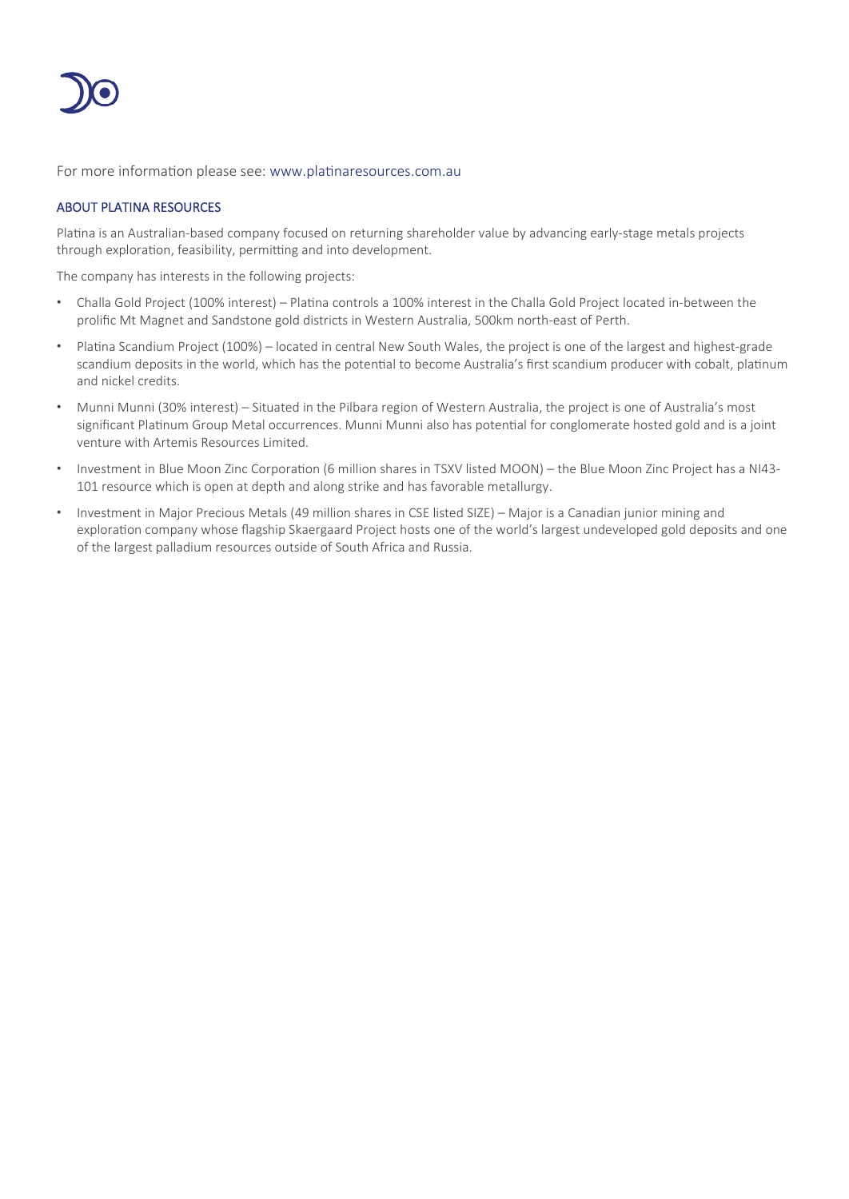For more information please see: www.platinaresources.com.au

## ABOUT PLATINA RESOURCES

Platina is an Australian-based company focused on returning shareholder value by advancing early-stage metals projects through exploration, feasibility, permitting and into development.

The company has interests in the following projects:

- Challa Gold Project (100% interest) – Platina controls a 100% interest in the Challa Gold Project located in-between the prolific Mt Magnet and Sandstone gold districts in Western Australia, 500km north-east of Perth.
- Platina Scandium Project (100%) – located in central New South Wales, the project is one of the largest and highest-grade scandium deposits in the world, which has the potential to become Australia's first scandium producer with cobalt, platinum and nickel credits.
- Munni Munni (30% interest) – Situated in the Pilbara region of Western Australia, the project is one of Australia's most significant Platinum Group Metal occurrences. Munni Munni also has potential for conglomerate hosted gold and is a joint venture with Artemis Resources Limited.
- Investment in Blue Moon Zinc Corporation (6 million shares in TSXV listed MOON) – the Blue Moon Zinc Project has a NI43-101 resource which is open at depth and along strike and has favorable metallurgy.
- Investment in Major Precious Metals (49 million shares in CSE listed SIZE) – Major is a Canadian junior mining and exploration company whose flagship Skaergaard Project hosts one of the world's largest undeveloped gold deposits and one of the largest palladium resources outside of South Africa and Russia.